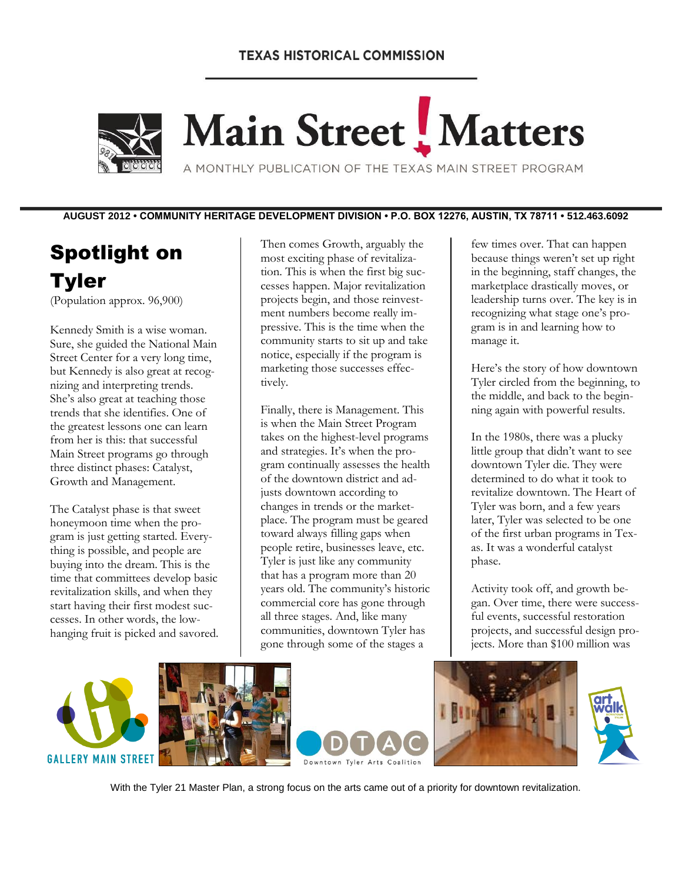TEXAS HISTORICAL COMMISSION

# Main Street ! Matters

A MONTHLY PUBLICATION OF THE TEXAS MAIN STREET PROGRAM

**AUGUST 2012 • COMMUNITY HERITAGE DEVELOPMENT DIVISION • P.O. BOX 12276, AUSTIN, TX 78711 • 512.463.6092**

## Spotlight on Tyler

(Population approx. 96,900)

Kennedy Smith is a wise woman. Sure, she guided the National Main Street Center for a very long time, but Kennedy is also great at recognizing and interpreting trends. She's also great at teaching those trends that she identifies. One of the greatest lessons one can learn from her is this: that successful Main Street programs go through three distinct phases: Catalyst, Growth and Management.

The Catalyst phase is that sweet honeymoon time when the program is just getting started. Everything is possible, and people are buying into the dream. This is the time that committees develop basic revitalization skills, and when they start having their first modest successes. In other words, the low-hanging fruit is picked and savored.

Then comes Growth, arguably the most exciting phase of revitalization. This is when the first big successes happen. Major revitalization projects begin, and those reinvestment numbers become really impressive. This is the time when the community starts to sit up and take notice, especially if the program is marketing those successes effectively.

Finally, there is Management. This is when the Main Street Program takes on the highest-level programs and strategies. It's when the program continually assesses the health of the downtown district and adjusts downtown according to changes in trends or the marketplace. The program must be geared toward always filling gaps when people retire, businesses leave, etc. Tyler is just like any community that has a program more than 20 years old. The community's historic commercial core has gone through all three stages. And, like many communities, downtown Tyler has gone through some of the stages a few times over. That can happen because things weren't set up right in the beginning, staff changes, the marketplace drastically moves, or leadership turns over. The key is in recognizing what stage one's program is in and learning how to manage it.

Here's the story of how downtown Tyler circled from the beginning, to the middle, and back to the beginning again with powerful results.

In the 1980s, there was a plucky little group that didn't want to see downtown Tyler die. They were determined to do what it took to revitalize downtown. The Heart of Tyler was born, and a few years later, Tyler was selected to be one of the first urban programs in Texas. It was a wonderful catalyst phase.

Activity took off, and growth began. Over time, there were successful events, successful restoration projects, and successful design projects. More than $100 million was

With the Tyler 21 Master Plan, a strong focus on the arts came out of a priority for downtown revitalization.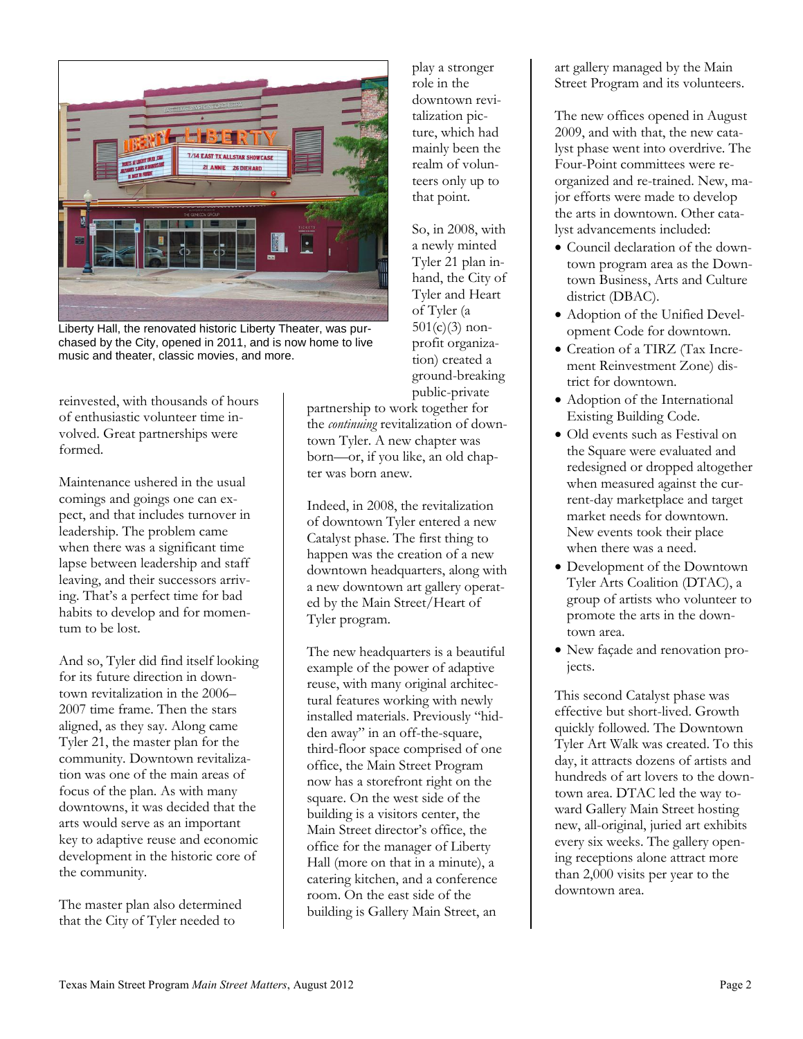Liberty Hall, the renovated historic Liberty Theater, was purchased by the City, opened in 2011, and is now home to live music and theater, classic movies, and more.

reinvested, with thousands of hours of enthusiastic volunteer time involved. Great partnerships were formed.

Maintenance ushered in the usual comings and goings one can expect, and that includes turnover in leadership. The problem came when there was a significant time lapse between leadership and staff leaving, and their successors arriving. That's a perfect time for bad habits to develop and for momentum to be lost.

And so, Tyler did find itself looking for its future direction in downtown revitalization in the 2006–2007 time frame. Then the stars aligned, as they say. Along came Tyler 21, the master plan for the community. Downtown revitalization was one of the main areas of focus of the plan. As with many downtowns, it was decided that the arts would serve as an important key to adaptive reuse and economic development in the historic core of the community.

The master plan also determined that the City of Tyler needed to play a stronger role in the downtown revitalization picture, which had mainly been the realm of volunteers only up to that point.

So, in 2008, with a newly minted Tyler 21 plan in-hand, the City of Tyler and Heart of Tyler (a 501(c)(3) nonprofit organization) created a ground-breaking public-private partnership to work together for the *continuing* revitalization of downtown Tyler. A new chapter was born—or, if you like, an old chapter was born anew.

Indeed, in 2008, the revitalization of downtown Tyler entered a new Catalyst phase. The first thing to happen was the creation of a new downtown headquarters, along with a new downtown art gallery operated by the Main Street/Heart of Tyler program.

The new headquarters is a beautiful example of the power of adaptive reuse, with many original architectural features working with newly installed materials. Previously "hidden away" in an off-the-square, third-floor space comprised of one office, the Main Street Program now has a storefront right on the square. On the west side of the building is a visitors center, the Main Street director's office, the office for the manager of Liberty Hall (more on that in a minute), a catering kitchen, and a conference room. On the east side of the building is Gallery Main Street, an art gallery managed by the Main Street Program and its volunteers.

The new offices opened in August 2009, and with that, the new catalyst phase went into overdrive. The Four-Point committees were reorganized and re-trained. New, major efforts were made to develop the arts in downtown. Other catalyst advancements included:

- Council declaration of the downtown program area as the Downtown Business, Arts and Culture district (DBAC).
- Adoption of the Unified Development Code for downtown.
- Creation of a TIRZ (Tax Increment Reinvestment Zone) district for downtown.
- Adoption of the International Existing Building Code.
- Old events such as Festival on the Square were evaluated and redesigned or dropped altogether when measured against the current-day marketplace and target market needs for downtown. New events took their place when there was a need.
- Development of the Downtown Tyler Arts Coalition (DTAC), a group of artists who volunteer to promote the arts in the downtown area.
- New façade and renovation projects.

This second Catalyst phase was effective but short-lived. Growth quickly followed. The Downtown Tyler Art Walk was created. To this day, it attracts dozens of artists and hundreds of art lovers to the downtown area. DTAC led the way toward Gallery Main Street hosting new, all-original, juried art exhibits every six weeks. The gallery opening receptions alone attract more than 2,000 visits per year to the downtown area.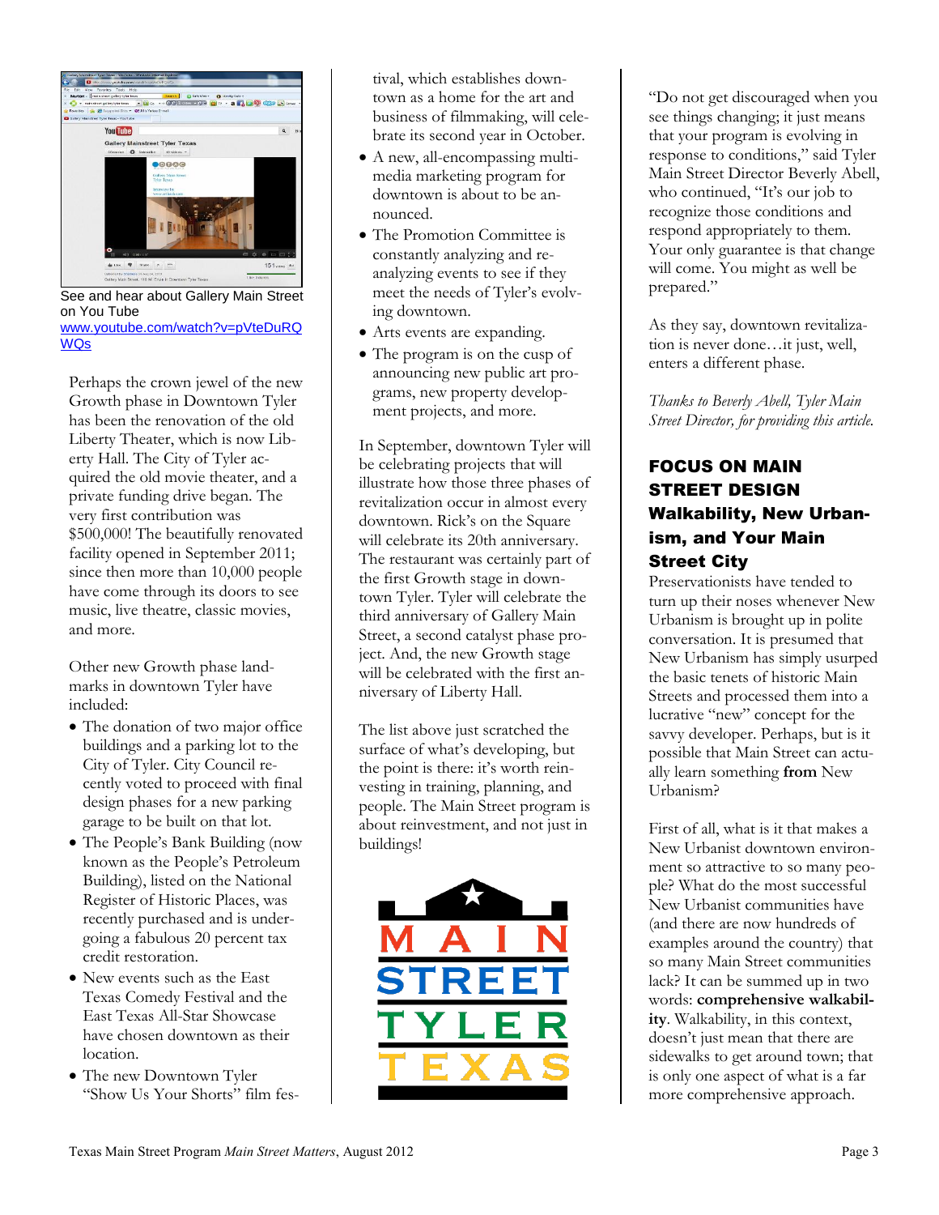See and hear about Gallery Main Street on You Tube
www.youtube.com/watch?v=pVteDuRQWQs

Perhaps the crown jewel of the new Growth phase in Downtown Tyler has been the renovation of the old Liberty Theater, which is now Liberty Hall. The City of Tyler acquired the old movie theater, and a private funding drive began. The very first contribution was $500,000! The beautifully renovated facility opened in September 2011; since then more than 10,000 people have come through its doors to see music, live theatre, classic movies, and more.

Other new Growth phase landmarks in downtown Tyler have included:

- The donation of two major office buildings and a parking lot to the City of Tyler. City Council recently voted to proceed with final design phases for a new parking garage to be built on that lot.
- The People's Bank Building (now known as the People's Petroleum Building), listed on the National Register of Historic Places, was recently purchased and is undergoing a fabulous 20 percent tax credit restoration.
- New events such as the East Texas Comedy Festival and the East Texas All-Star Showcase have chosen downtown as their location.
- The new Downtown Tyler "Show Us Your Shorts" film festival, which establishes downtown as a home for the art and business of filmmaking, will celebrate its second year in October.
- A new, all-encompassing multimedia marketing program for downtown is about to be announced.
- The Promotion Committee is constantly analyzing and re-analyzing events to see if they meet the needs of Tyler's evolving downtown.
- Arts events are expanding.
- The program is on the cusp of announcing new public art programs, new property development projects, and more.

In September, downtown Tyler will be celebrating projects that will illustrate how those three phases of revitalization occur in almost every downtown. Rick's on the Square will celebrate its 20th anniversary. The restaurant was certainly part of the first Growth stage in downtown Tyler. Tyler will celebrate the third anniversary of Gallery Main Street, a second catalyst phase project. And, the new Growth stage will be celebrated with the first anniversary of Liberty Hall.

The list above just scratched the surface of what's developing, but the point is there: it's worth reinvesting in training, planning, and people. The Main Street program is about reinvestment, and not just in buildings!

"Do not get discouraged when you see things changing; it just means that your program is evolving in response to conditions," said Tyler Main Street Director Beverly Abell, who continued, "It's our job to recognize those conditions and respond appropriately to them. Your only guarantee is that change will come. You might as well be prepared."

As they say, downtown revitalization is never done…it just, well, enters a different phase.

*Thanks to Beverly Abell, Tyler Main Street Director, for providing this article.*

## FOCUS ON MAIN STREET DESIGN

### Walkability, New Urbanism, and Your Main Street City

Preservationists have tended to turn up their noses whenever New Urbanism is brought up in polite conversation. It is presumed that New Urbanism has simply usurped the basic tenets of historic Main Streets and processed them into a lucrative "new" concept for the savvy developer. Perhaps, but is it possible that Main Street can actually learn something **from** New Urbanism?

First of all, what is it that makes a New Urbanist downtown environment so attractive to so many people? What do the most successful New Urbanist communities have (and there are now hundreds of examples around the country) that so many Main Street communities lack? It can be summed up in two words: **comprehensive walkability**. Walkability, in this context, doesn't just mean that there are sidewalks to get around town; that is only one aspect of what is a far more comprehensive approach.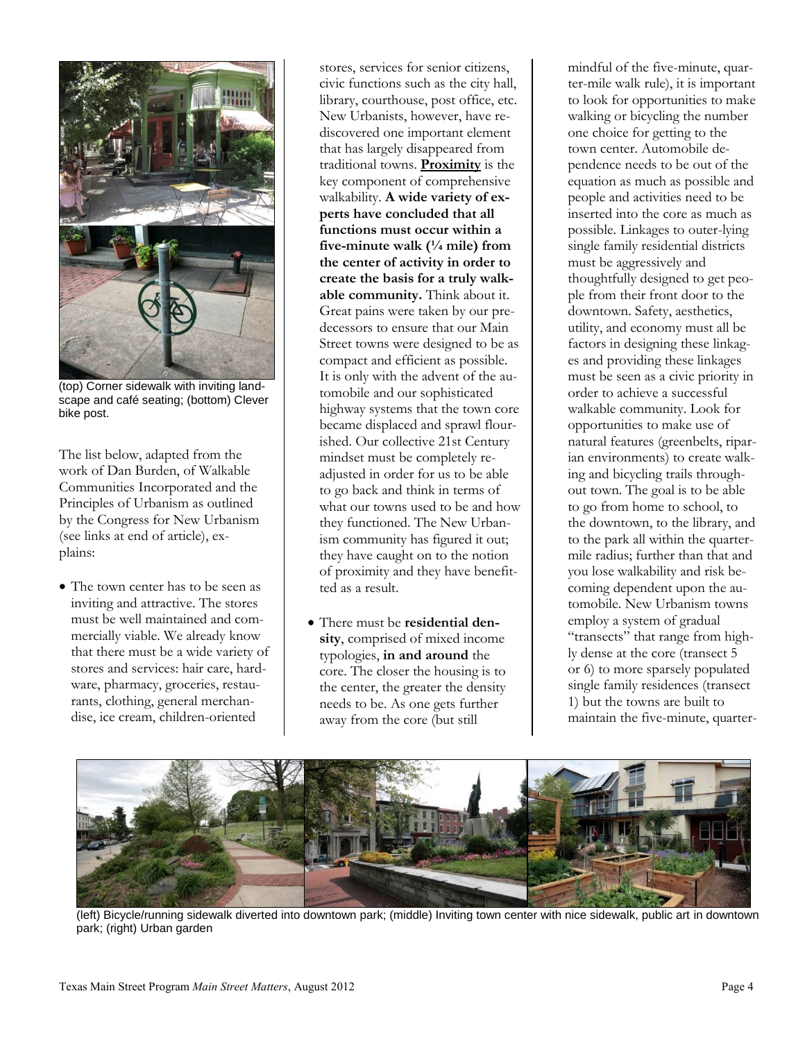(top) Corner sidewalk with inviting landscape and café seating; (bottom) Clever bike post.

The list below, adapted from the work of Dan Burden, of Walkable Communities Incorporated and the Principles of Urbanism as outlined by the Congress for New Urbanism (see links at end of article), explains:

- The town center has to be seen as inviting and attractive. The stores must be well maintained and commercially viable. We already know that there must be a wide variety of stores and services: hair care, hardware, pharmacy, groceries, restaurants, clothing, general merchandise, ice cream, children-oriented stores, services for senior citizens, civic functions such as the city hall, library, courthouse, post office, etc. New Urbanists, however, have rediscovered one important element that has largely disappeared from traditional towns. **Proximity** is the key component of comprehensive walkability. **A wide variety of experts have concluded that all functions must occur within a five-minute walk (¼ mile) from the center of activity in order to create the basis for a truly walkable community.** Think about it. Great pains were taken by our predecessors to ensure that our Main Street towns were designed to be as compact and efficient as possible. It is only with the advent of the automobile and our sophisticated highway systems that the town core became displaced and sprawl flourished. Our collective 21st Century mindset must be completely readjusted in order for us to be able to go back and think in terms of what our towns used to be and how they functioned. The New Urbanism community has figured it out; they have caught on to the notion of proximity and they have benefitted as a result.

- There must be **residential density**, comprised of mixed income typologies, **in and around** the core. The closer the housing is to the center, the greater the density needs to be. As one gets further away from the core (but still mindful of the five-minute, quarter-mile walk rule), it is important to look for opportunities to make walking or bicycling the number one choice for getting to the town center. Automobile dependence needs to be out of the equation as much as possible and people and activities need to be inserted into the core as much as possible. Linkages to outer-lying single family residential districts must be aggressively and thoughtfully designed to get people from their front door to the downtown. Safety, aesthetics, utility, and economy must all be factors in designing these linkages and providing these linkages must be seen as a civic priority in order to achieve a successful walkable community. Look for opportunities to make use of natural features (greenbelts, riparian environments) to create walking and bicycling trails throughout town. The goal is to be able to go from home to school, to the downtown, to the library, and to the park all within the quarter-mile radius; further than that and you lose walkability and risk becoming dependent upon the automobile. New Urbanism towns employ a system of gradual "transects" that range from highly dense at the core (transect 5 or 6) to more sparsely populated single family residences (transect 1) but the towns are built to maintain the five-minute, quarter-

(left) Bicycle/running sidewalk diverted into downtown park; (middle) Inviting town center with nice sidewalk, public art in downtown park; (right) Urban garden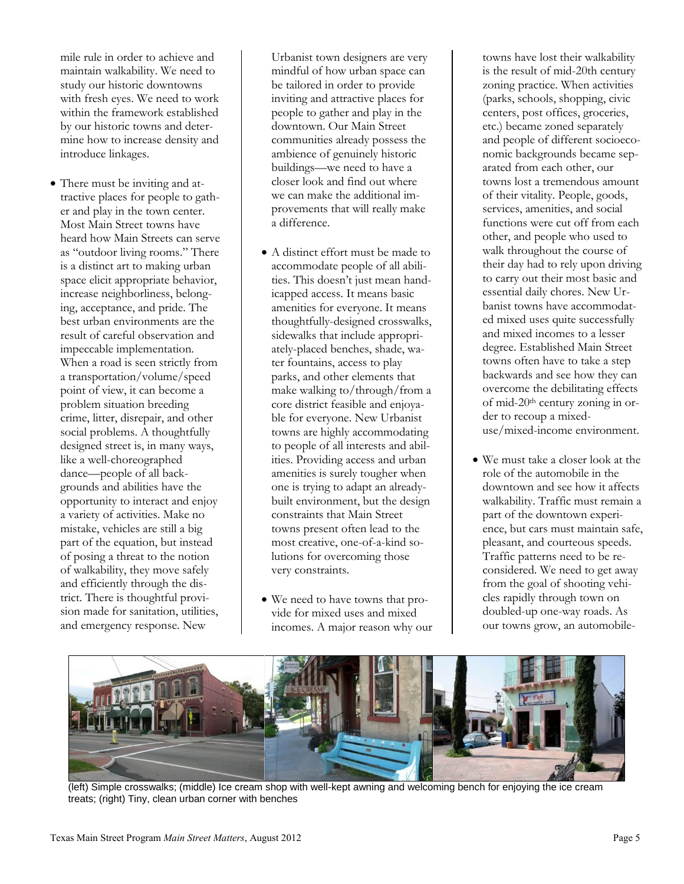mile rule in order to achieve and maintain walkability. We need to study our historic downtowns with fresh eyes. We need to work within the framework established by our historic towns and determine how to increase density and introduce linkages.

- There must be inviting and attractive places for people to gather and play in the town center. Most Main Street towns have heard how Main Streets can serve as "outdoor living rooms." There is a distinct art to making urban space elicit appropriate behavior, increase neighborliness, belonging, acceptance, and pride. The best urban environments are the result of careful observation and impeccable implementation. When a road is seen strictly from a transportation/volume/speed point of view, it can become a problem situation breeding crime, litter, disrepair, and other social problems. A thoughtfully designed street is, in many ways, like a well-choreographed dance—people of all backgrounds and abilities have the opportunity to interact and enjoy a variety of activities. Make no mistake, vehicles are still a big part of the equation, but instead of posing a threat to the notion of walkability, they move safely and efficiently through the district. There is thoughtful provision made for sanitation, utilities, and emergency response. New Urbanist town designers are very mindful of how urban space can be tailored in order to provide inviting and attractive places for people to gather and play in the downtown. Our Main Street communities already possess the ambience of genuinely historic buildings—we need to have a closer look and find out where we can make the additional improvements that will really make a difference.

- A distinct effort must be made to accommodate people of all abilities. This doesn't just mean handicapped access. It means basic amenities for everyone. It means thoughtfully-designed crosswalks, sidewalks that include appropriately-placed benches, shade, water fountains, access to play parks, and other elements that make walking to/through/from a core district feasible and enjoyable for everyone. New Urbanist towns are highly accommodating to people of all interests and abilities. Providing access and urban amenities is surely tougher when one is trying to adapt an already-built environment, but the design constraints that Main Street towns present often lead to the most creative, one-of-a-kind solutions for overcoming those very constraints.

- We need to have towns that provide for mixed uses and mixed incomes. A major reason why our towns have lost their walkability is the result of mid-20th century zoning practice. When activities (parks, schools, shopping, civic centers, post offices, groceries, etc.) became zoned separately and people of different socioeconomic backgrounds became separated from each other, our towns lost a tremendous amount of their vitality. People, goods, services, amenities, and social functions were cut off from each other, and people who used to walk throughout the course of their day had to rely upon driving to carry out their most basic and essential daily chores. New Urbanist towns have accommodated mixed uses quite successfully and mixed incomes to a lesser degree. Established Main Street towns often have to take a step backwards and see how they can overcome the debilitating effects of mid-20th century zoning in order to recoup a mixed-use/mixed-income environment.

- We must take a closer look at the role of the automobile in the downtown and see how it affects walkability. Traffic must remain a part of the downtown experience, but cars must maintain safe, pleasant, and courteous speeds. Traffic patterns need to be reconsidered. We need to get away from the goal of shooting vehicles rapidly through town on doubled-up one-way roads. As our towns grow, an automobile-

(left) Simple crosswalks; (middle) Ice cream shop with well-kept awning and welcoming bench for enjoying the ice cream treats; (right) Tiny, clean urban corner with benches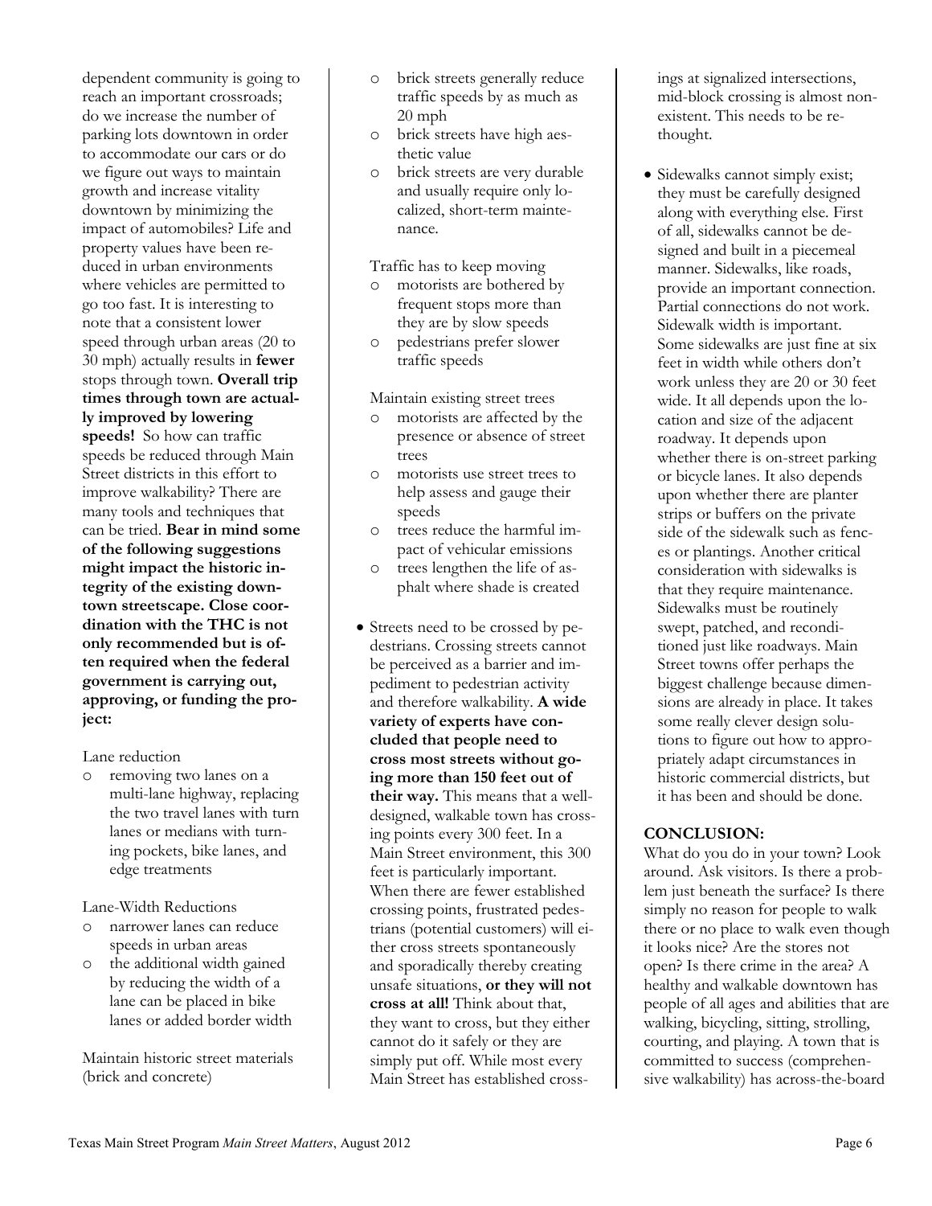dependent community is going to reach an important crossroads; do we increase the number of parking lots downtown in order to accommodate our cars or do we figure out ways to maintain growth and increase vitality downtown by minimizing the impact of automobiles? Life and property values have been reduced in urban environments where vehicles are permitted to go too fast. It is interesting to note that a consistent lower speed through urban areas (20 to 30 mph) actually results in **fewer** stops through town. **Overall trip times through town are actually improved by lowering speeds!** So how can traffic speeds be reduced through Main Street districts in this effort to improve walkability? There are many tools and techniques that can be tried. **Bear in mind some of the following suggestions might impact the historic integrity of the existing downtown streetscape. Close coordination with the THC is not only recommended but is often required when the federal government is carrying out, approving, or funding the project:**

Lane reduction

- removing two lanes on a multi-lane highway, replacing the two travel lanes with turn lanes or medians with turning pockets, bike lanes, and edge treatments

Lane-Width Reductions

- narrower lanes can reduce speeds in urban areas
- the additional width gained by reducing the width of a lane can be placed in bike lanes or added border width

Maintain historic street materials (brick and concrete)

- brick streets generally reduce traffic speeds by as much as 20 mph
- brick streets have high aesthetic value
- brick streets are very durable and usually require only localized, short-term maintenance.

Traffic has to keep moving

- motorists are bothered by frequent stops more than they are by slow speeds
- pedestrians prefer slower traffic speeds

Maintain existing street trees

- motorists are affected by the presence or absence of street trees
- motorists use street trees to help assess and gauge their speeds
- trees reduce the harmful impact of vehicular emissions
- trees lengthen the life of asphalt where shade is created

- Streets need to be crossed by pedestrians. Crossing streets cannot be perceived as a barrier and impediment to pedestrian activity and therefore walkability. **A wide variety of experts have concluded that people need to cross most streets without going more than 150 feet out of their way.** This means that a well-designed, walkable town has crossing points every 300 feet. In a Main Street environment, this 300 feet is particularly important. When there are fewer established crossing points, frustrated pedestrians (potential customers) will either cross streets spontaneously and sporadically thereby creating unsafe situations, **or they will not cross at all!** Think about that, they want to cross, but they either cannot do it safely or they are simply put off. While most every Main Street has established crossings at signalized intersections, mid-block crossing is almost non-existent. This needs to be rethought.

- Sidewalks cannot simply exist; they must be carefully designed along with everything else. First of all, sidewalks cannot be designed and built in a piecemeal manner. Sidewalks, like roads, provide an important connection. Partial connections do not work. Sidewalk width is important. Some sidewalks are just fine at six feet in width while others don't work unless they are 20 or 30 feet wide. It all depends upon the location and size of the adjacent roadway. It depends upon whether there is on-street parking or bicycle lanes. It also depends upon whether there are planter strips or buffers on the private side of the sidewalk such as fences or plantings. Another critical consideration with sidewalks is that they require maintenance. Sidewalks must be routinely swept, patched, and reconditioned just like roadways. Main Street towns offer perhaps the biggest challenge because dimensions are already in place. It takes some really clever design solutions to figure out how to appropriately adapt circumstances in historic commercial districts, but it has been and should be done.

**CONCLUSION:**

What do you do in your town? Look around. Ask visitors. Is there a problem just beneath the surface? Is there simply no reason for people to walk there or no place to walk even though it looks nice? Are the stores not open? Is there crime in the area? A healthy and walkable downtown has people of all ages and abilities that are walking, bicycling, sitting, strolling, courting, and playing. A town that is committed to success (comprehensive walkability) has across-the-board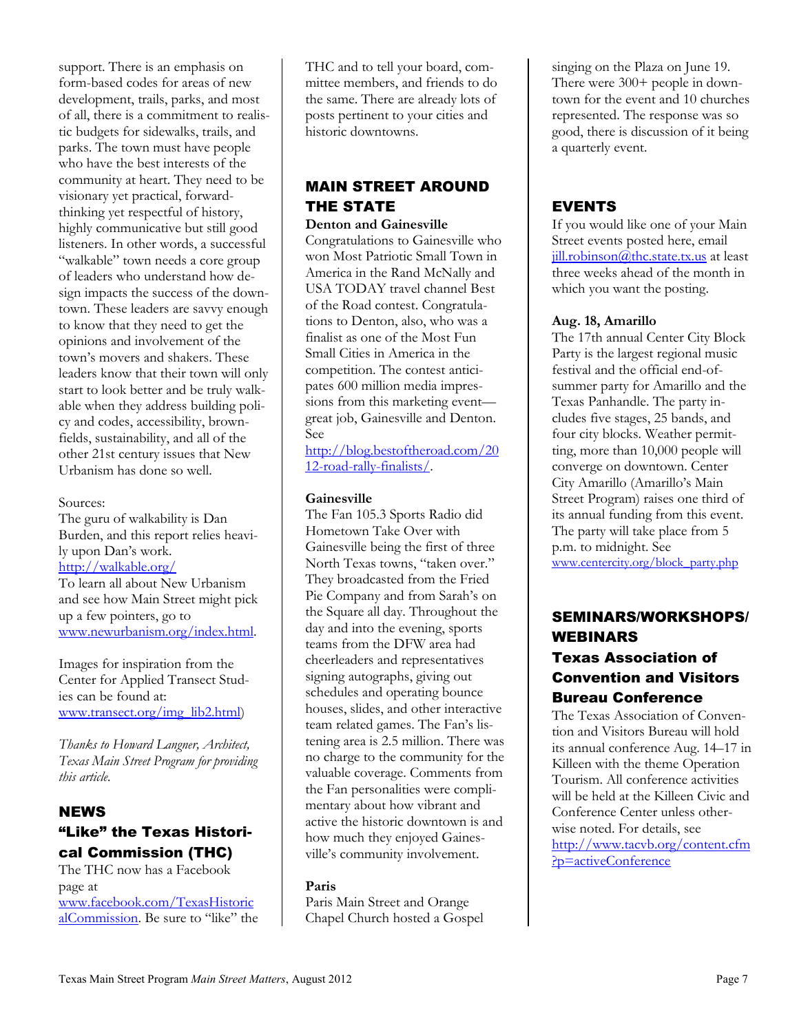support. There is an emphasis on form-based codes for areas of new development, trails, parks, and most of all, there is a commitment to realistic budgets for sidewalks, trails, and parks. The town must have people who have the best interests of the community at heart. They need to be visionary yet practical, forward-thinking yet respectful of history, highly communicative but still good listeners. In other words, a successful "walkable" town needs a core group of leaders who understand how design impacts the success of the downtown. These leaders are savvy enough to know that they need to get the opinions and involvement of the town's movers and shakers. These leaders know that their town will only start to look better and be truly walkable when they address building policy and codes, accessibility, brownfields, sustainability, and all of the other 21st century issues that New Urbanism has done so well.

Sources:
The guru of walkability is Dan Burden, and this report relies heavily upon Dan's work. http://walkable.org/
To learn all about New Urbanism and see how Main Street might pick up a few pointers, go to www.newurbanism.org/index.html.

Images for inspiration from the Center for Applied Transect Studies can be found at: www.transect.org/img_lib2.html)

*Thanks to Howard Langner, Architect, Texas Main Street Program for providing this article.*

## NEWS

### "Like" the Texas Historical Commission (THC)

The THC now has a Facebook page at www.facebook.com/TexasHistoricalCommission. Be sure to "like" the THC and to tell your board, committee members, and friends to do the same. There are already lots of posts pertinent to your cities and historic downtowns.

## MAIN STREET AROUND THE STATE

**Denton and Gainesville**
Congratulations to Gainesville who won Most Patriotic Small Town in America in the Rand McNally and USA TODAY travel channel Best of the Road contest. Congratulations to Denton, also, who was a finalist as one of the Most Fun Small Cities in America in the competition. The contest anticipates 600 million media impressions from this marketing event—great job, Gainesville and Denton. See http://blog.bestoftheroad.com/2012-road-rally-finalists/.

**Gainesville**
The Fan 105.3 Sports Radio did Hometown Take Over with Gainesville being the first of three North Texas towns, "taken over." They broadcasted from the Fried Pie Company and from Sarah's on the Square all day. Throughout the day and into the evening, sports teams from the DFW area had cheerleaders and representatives signing autographs, giving out schedules and operating bounce houses, slides, and other interactive team related games. The Fan's listening area is 2.5 million. There was no charge to the community for the valuable coverage. Comments from the Fan personalities were complimentary about how vibrant and active the historic downtown is and how much they enjoyed Gainesville's community involvement.

**Paris**
Paris Main Street and Orange Chapel Church hosted a Gospel singing on the Plaza on June 19. There were 300+ people in downtown for the event and 10 churches represented. The response was so good, there is discussion of it being a quarterly event.

## EVENTS

If you would like one of your Main Street events posted here, email jill.robinson@thc.state.tx.us at least three weeks ahead of the month in which you want the posting.

**Aug. 18, Amarillo**
The 17th annual Center City Block Party is the largest regional music festival and the official end-of-summer party for Amarillo and the Texas Panhandle. The party includes five stages, 25 bands, and four city blocks. Weather permitting, more than 10,000 people will converge on downtown. Center City Amarillo (Amarillo's Main Street Program) raises one third of its annual funding from this event. The party will take place from 5 p.m. to midnight. See www.centercity.org/block_party.php

## SEMINARS/WORKSHOPS/WEBINARS

### Texas Association of Convention and Visitors Bureau Conference

The Texas Association of Convention and Visitors Bureau will hold its annual conference Aug. 14–17 in Killeen with the theme Operation Tourism. All conference activities will be held at the Killeen Civic and Conference Center unless otherwise noted. For details, see http://www.tacvb.org/content.cfm?p=activeConference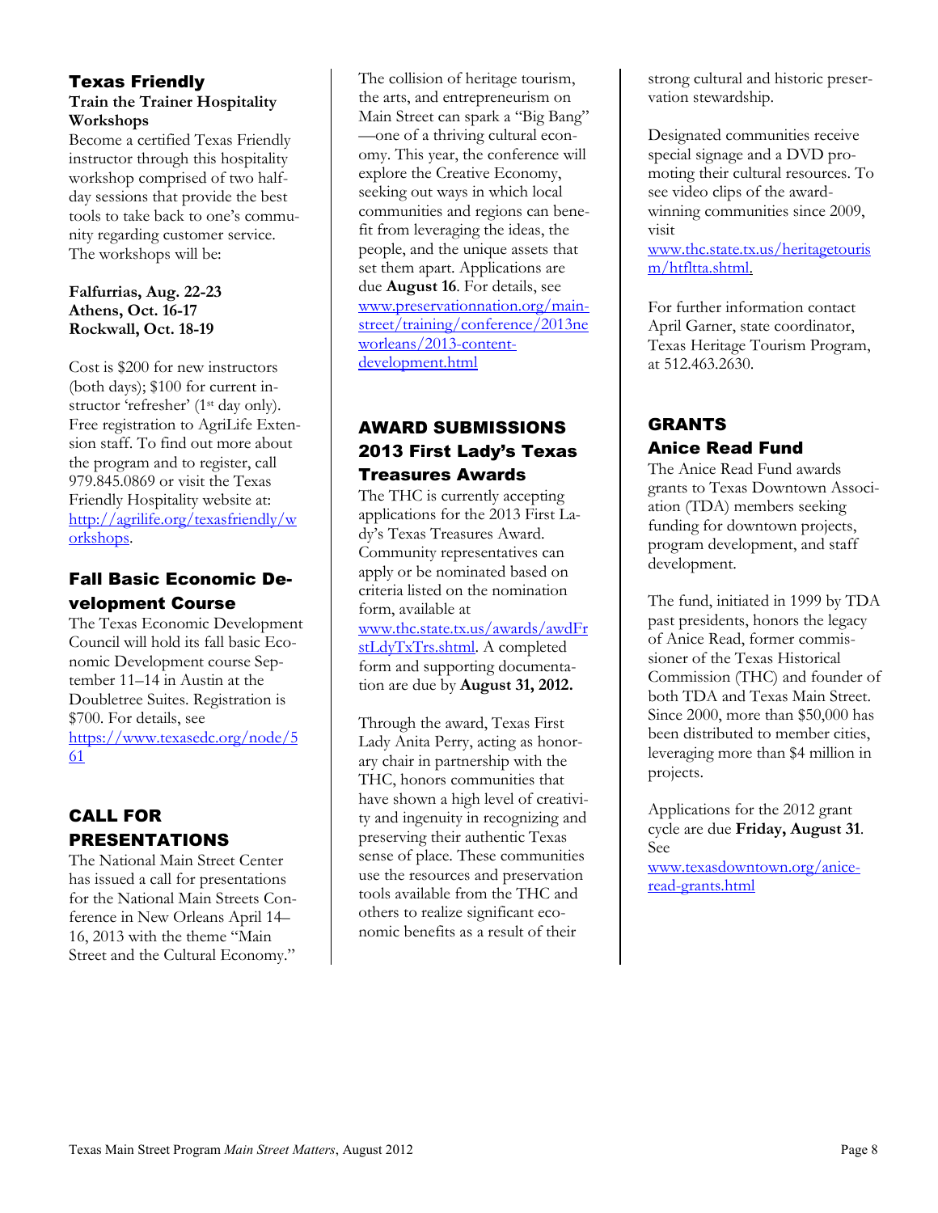## Texas Friendly

### Train the Trainer Hospitality Workshops

Become a certified Texas Friendly instructor through this hospitality workshop comprised of two half-day sessions that provide the best tools to take back to one's community regarding customer service. The workshops will be:

**Falfurrias, Aug. 22-23**
**Athens, Oct. 16-17**
**Rockwall, Oct. 18-19**

Cost is $200 for new instructors (both days); $100 for current instructor 'refresher' (1st day only). Free registration to AgriLife Extension staff. To find out more about the program and to register, call 979.845.0869 or visit the Texas Friendly Hospitality website at: http://agrilife.org/texasfriendly/workshops.

## Fall Basic Economic Development Course

The Texas Economic Development Council will hold its fall basic Economic Development course September 11–14 in Austin at the Doubletree Suites. Registration is $700. For details, see https://www.texasedc.org/node/561

## CALL FOR PRESENTATIONS

The National Main Street Center has issued a call for presentations for the National Main Streets Conference in New Orleans April 14–16, 2013 with the theme "Main Street and the Cultural Economy." The collision of heritage tourism, the arts, and entrepreneurism on Main Street can spark a "Big Bang"—one of a thriving cultural economy. This year, the conference will explore the Creative Economy, seeking out ways in which local communities and regions can benefit from leveraging the ideas, the people, and the unique assets that set them apart. Applications are due **August 16**. For details, see www.preservationnation.org/main-street/training/conference/2013neworleans/2013-content-development.html

## AWARD SUBMISSIONS

### 2013 First Lady's Texas Treasures Awards

The THC is currently accepting applications for the 2013 First Lady's Texas Treasures Award. Community representatives can apply or be nominated based on criteria listed on the nomination form, available at www.thc.state.tx.us/awards/awdFrstLdyTxTrs.shtml. A completed form and supporting documentation are due by **August 31, 2012.**

Through the award, Texas First Lady Anita Perry, acting as honorary chair in partnership with the THC, honors communities that have shown a high level of creativity and ingenuity in recognizing and preserving their authentic Texas sense of place. These communities use the resources and preservation tools available from the THC and others to realize significant economic benefits as a result of their strong cultural and historic preservation stewardship.

Designated communities receive special signage and a DVD promoting their cultural resources. To see video clips of the award-winning communities since 2009, visit www.thc.state.tx.us/heritagetourism/htfltta.shtml.

For further information contact April Garner, state coordinator, Texas Heritage Tourism Program, at 512.463.2630.

## GRANTS

### Anice Read Fund

The Anice Read Fund awards grants to Texas Downtown Association (TDA) members seeking funding for downtown projects, program development, and staff development.

The fund, initiated in 1999 by TDA past presidents, honors the legacy of Anice Read, former commissioner of the Texas Historical Commission (THC) and founder of both TDA and Texas Main Street. Since 2000, more than $50,000 has been distributed to member cities, leveraging more than $4 million in projects.

Applications for the 2012 grant cycle are due **Friday, August 31**. See www.texasdowntown.org/anice-read-grants.html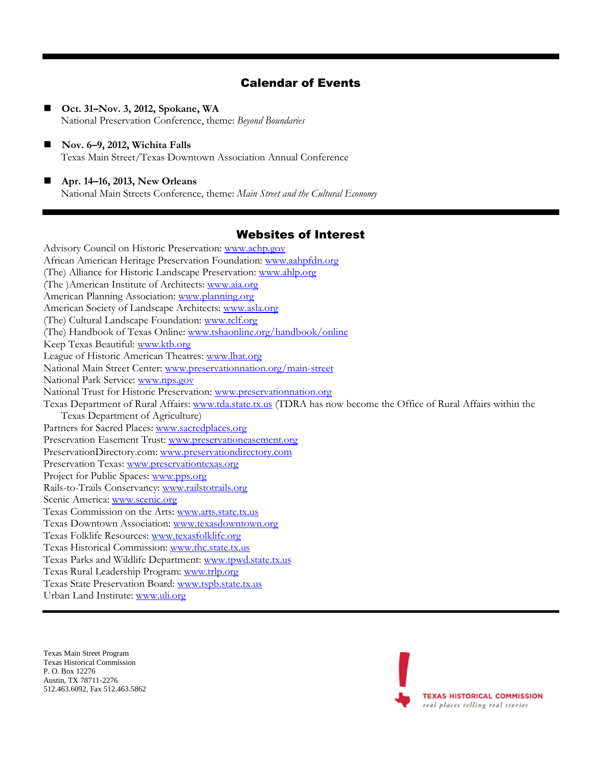## Calendar of Events

- **Oct. 31–Nov. 3, 2012, Spokane, WA**
  National Preservation Conference, theme: *Beyond Boundaries*

- **Nov. 6–9, 2012, Wichita Falls**
  Texas Main Street/Texas Downtown Association Annual Conference

- **Apr. 14–16, 2013, New Orleans**
  National Main Streets Conference, theme: *Main Street and the Cultural Economy*

## Websites of Interest

Advisory Council on Historic Preservation: www.achp.gov
African American Heritage Preservation Foundation: www.aahpfdn.org
(The) Alliance for Historic Landscape Preservation: www.ahlp.org
(The )American Institute of Architects: www.aia.org
American Planning Association: www.planning.org
American Society of Landscape Architects: www.asla.org
(The) Cultural Landscape Foundation: www.tclf.org
(The) Handbook of Texas Online: www.tshaonline.org/handbook/online
Keep Texas Beautiful: www.ktb.org
League of Historic American Theatres: www.lhat.org
National Main Street Center: www.preservationnation.org/main-street
National Park Service: www.nps.gov
National Trust for Historic Preservation: www.preservationnation.org
Texas Department of Rural Affairs: www.tda.state.tx.us (TDRA has now become the Office of Rural Affairs within the Texas Department of Agriculture)
Partners for Sacred Places: www.sacredplaces.org
Preservation Easement Trust: www.preservationeasement.org
PreservationDirectory.com: www.preservationdirectory.com
Preservation Texas: www.preservationtexas.org
Project for Public Spaces: www.pps.org
Rails-to-Trails Conservancy: www.railstotrails.org
Scenic America: www.scenic.org
Texas Commission on the Arts: www.arts.state.tx.us
Texas Downtown Association: www.texasdowntown.org
Texas Folklife Resources: www.texasfolklife.org
Texas Historical Commission: www.thc.state.tx.us
Texas Parks and Wildlife Department: www.tpwd.state.tx.us
Texas Rural Leadership Program: www.trlp.org
Texas State Preservation Board: www.tspb.state.tx.us
Urban Land Institute: www.uli.org

Texas Main Street Program
Texas Historical Commission
P. O. Box 12276
Austin, TX 78711-2276
512.463.6092, Fax 512.463.5862

TEXAS HISTORICAL COMMISSION
*real places telling real stories*